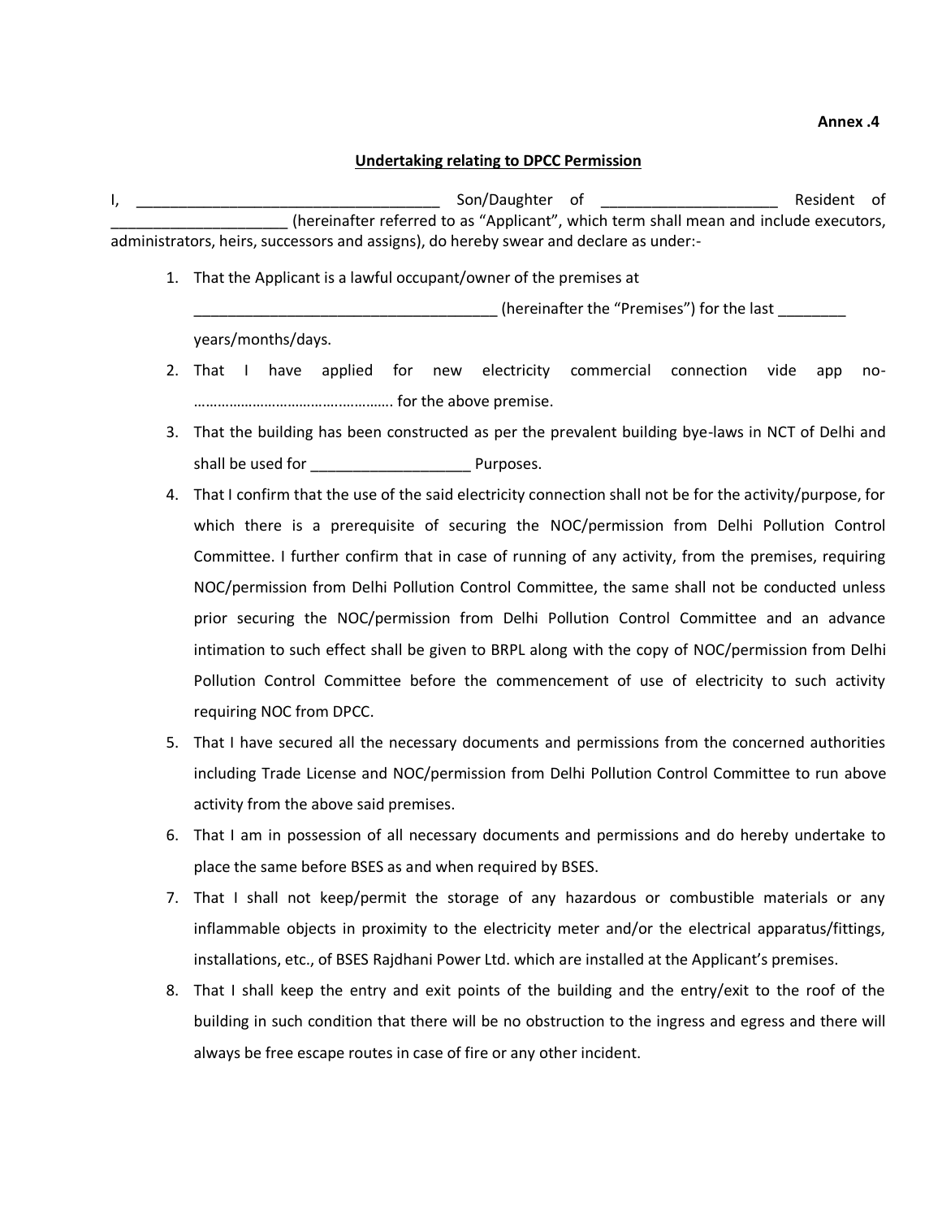**Annex .4**

**Undertaking relating to DPCC Permission**

I, ____________________________________ Son/Daughter of _____________________ Resident of _____________________ (hereinafter referred to as "Applicant", which term shall mean and include executors, administrators, heirs, successors and assigns), do hereby swear and declare as under:-

1. That the Applicant is a lawful occupant/owner of the premises at ____________________________________ (hereinafter the "Premises") for the last ________ years/months/days.
2. That I have applied for new electricity commercial connection vide app no- ………………………………………….. for the above premise.
3. That the building has been constructed as per the prevalent building bye-laws in NCT of Delhi and shall be used for ___________________ Purposes.
4. That I confirm that the use of the said electricity connection shall not be for the activity/purpose, for which there is a prerequisite of securing the NOC/permission from Delhi Pollution Control Committee. I further confirm that in case of running of any activity, from the premises, requiring NOC/permission from Delhi Pollution Control Committee, the same shall not be conducted unless prior securing the NOC/permission from Delhi Pollution Control Committee and an advance intimation to such effect shall be given to BRPL along with the copy of NOC/permission from Delhi Pollution Control Committee before the commencement of use of electricity to such activity requiring NOC from DPCC.
5. That I have secured all the necessary documents and permissions from the concerned authorities including Trade License and NOC/permission from Delhi Pollution Control Committee to run above activity from the above said premises.
6. That I am in possession of all necessary documents and permissions and do hereby undertake to place the same before BSES as and when required by BSES.
7. That I shall not keep/permit the storage of any hazardous or combustible materials or any inflammable objects in proximity to the electricity meter and/or the electrical apparatus/fittings, installations, etc., of BSES Rajdhani Power Ltd. which are installed at the Applicant's premises.
8. That I shall keep the entry and exit points of the building and the entry/exit to the roof of the building in such condition that there will be no obstruction to the ingress and egress and there will always be free escape routes in case of fire or any other incident.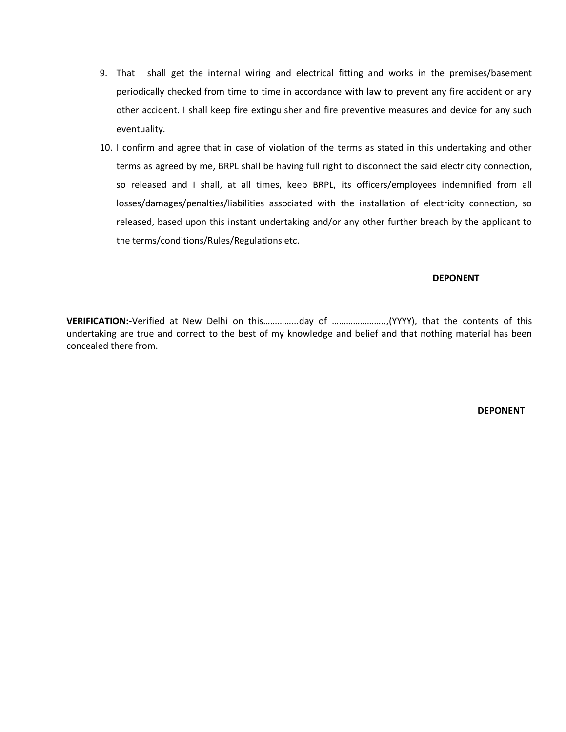9. That I shall get the internal wiring and electrical fitting and works in the premises/basement periodically checked from time to time in accordance with law to prevent any fire accident or any other accident. I shall keep fire extinguisher and fire preventive measures and device for any such eventuality.
10. I confirm and agree that in case of violation of the terms as stated in this undertaking and other terms as agreed by me, BRPL shall be having full right to disconnect the said electricity connection, so released and I shall, at all times, keep BRPL, its officers/employees indemnified from all losses/damages/penalties/liabilities associated with the installation of electricity connection, so released, based upon this instant undertaking and/or any other further breach by the applicant to the terms/conditions/Rules/Regulations etc.

**DEPONENT**

**VERIFICATION:-**Verified at New Delhi on this…………..day of …………………..,(YYYY), that the contents of this undertaking are true and correct to the best of my knowledge and belief and that nothing material has been concealed there from.

**DEPONENT**